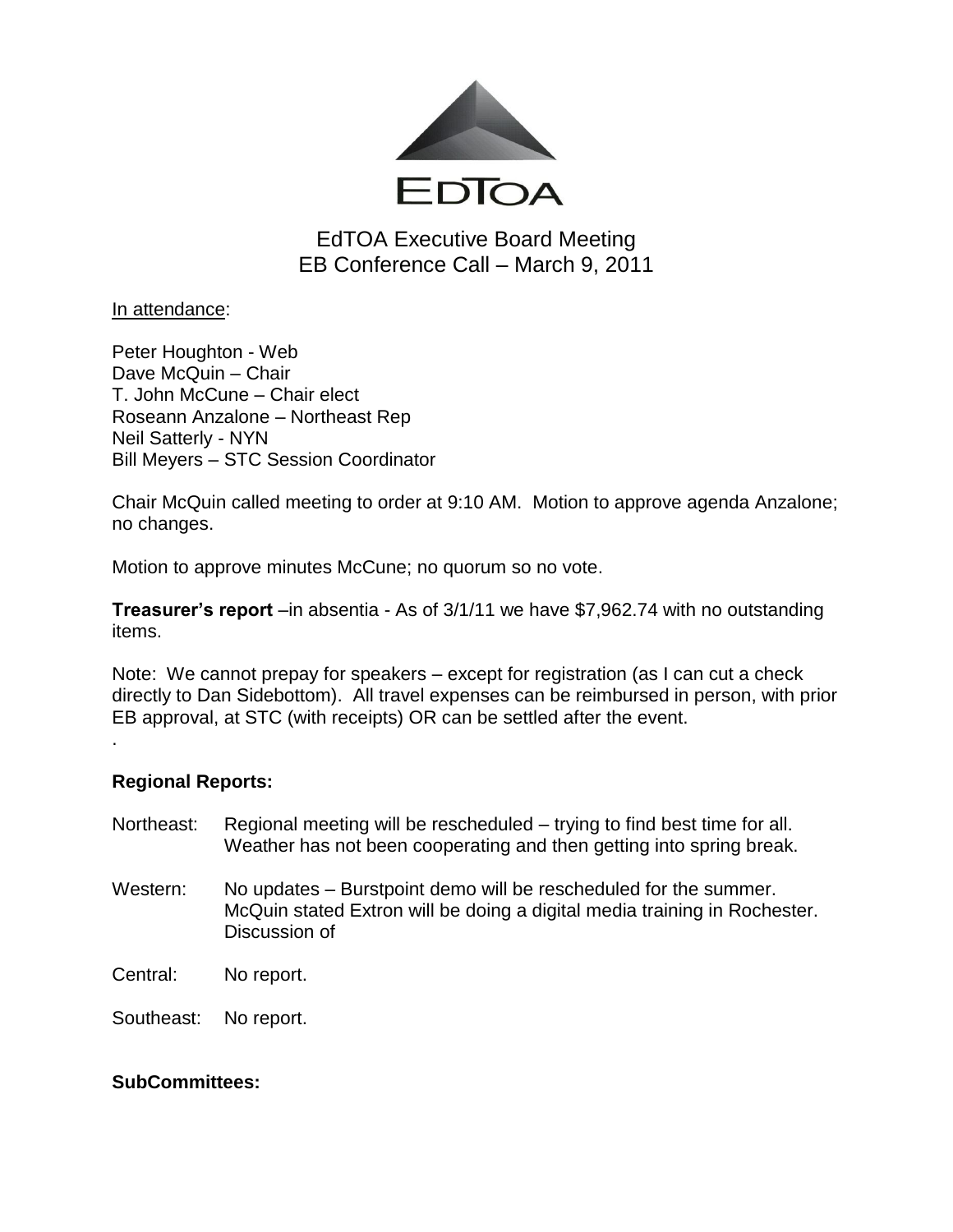EDTOA

# EdTOA Executive Board Meeting
## EB Conference Call – March 9, 2011

In attendance:

Peter Houghton - Web
Dave McQuin – Chair
T. John McCune – Chair elect
Roseann Anzalone – Northeast Rep
Neil Satterly - NYN
Bill Meyers – STC Session Coordinator

Chair McQuin called meeting to order at 9:10 AM. Motion to approve agenda Anzalone; no changes.

Motion to approve minutes McCune; no quorum so no vote.

**Treasurer's report** –in absentia - As of 3/1/11 we have $7,962.74 with no outstanding items.

Note: We cannot prepay for speakers – except for registration (as I can cut a check directly to Dan Sidebottom). All travel expenses can be reimbursed in person, with prior EB approval, at STC (with receipts) OR can be settled after the event.

.

**Regional Reports:**

Northeast: Regional meeting will be rescheduled – trying to find best time for all. Weather has not been cooperating and then getting into spring break.

Western: No updates – Burstpoint demo will be rescheduled for the summer. McQuin stated Extron will be doing a digital media training in Rochester. Discussion of

Central: No report.

Southeast: No report.

**SubCommittees:**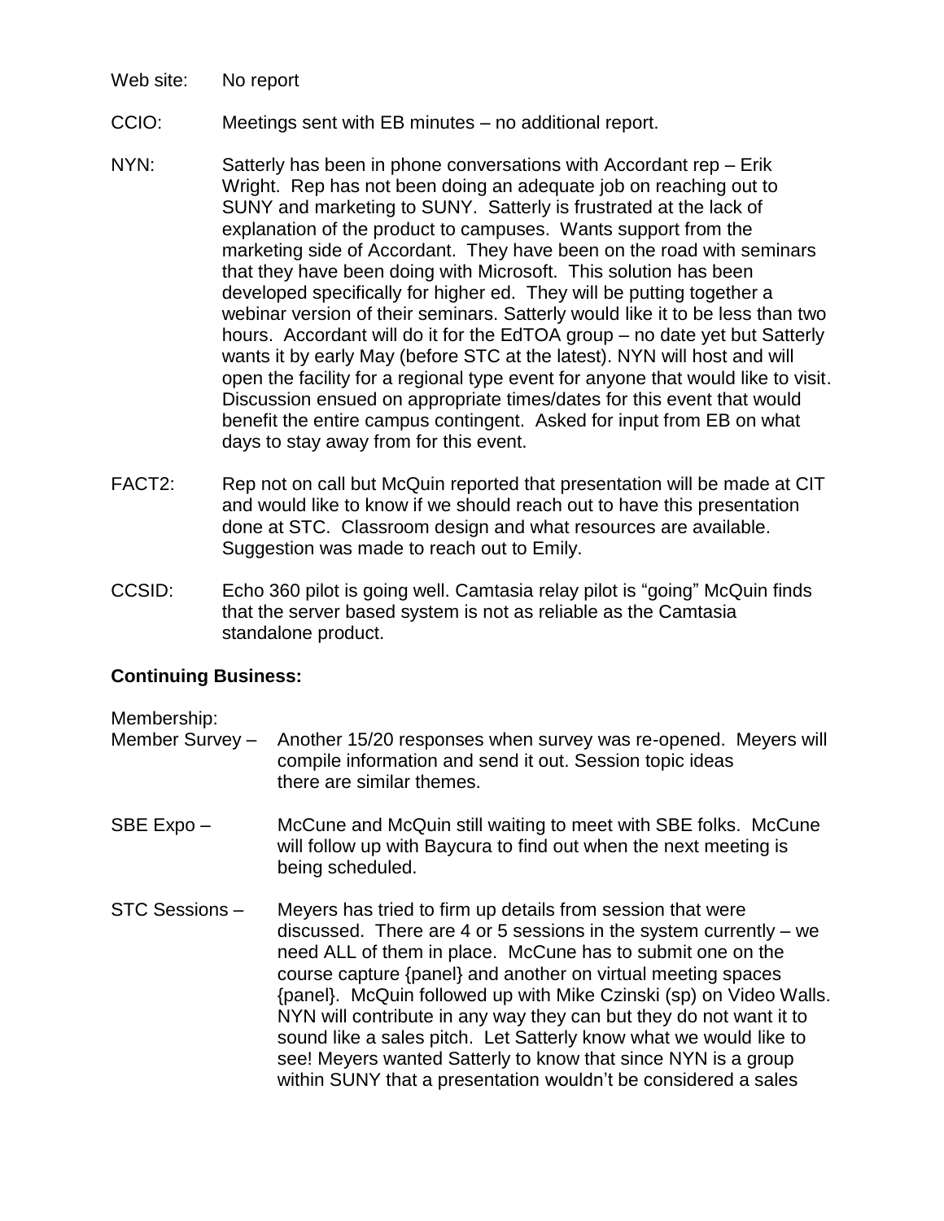Web site: No report

CCIO: Meetings sent with EB minutes – no additional report.

NYN: Satterly has been in phone conversations with Accordant rep – Erik Wright. Rep has not been doing an adequate job on reaching out to SUNY and marketing to SUNY. Satterly is frustrated at the lack of explanation of the product to campuses. Wants support from the marketing side of Accordant. They have been on the road with seminars that they have been doing with Microsoft. This solution has been developed specifically for higher ed. They will be putting together a webinar version of their seminars. Satterly would like it to be less than two hours. Accordant will do it for the EdTOA group – no date yet but Satterly wants it by early May (before STC at the latest). NYN will host and will open the facility for a regional type event for anyone that would like to visit. Discussion ensued on appropriate times/dates for this event that would benefit the entire campus contingent. Asked for input from EB on what days to stay away from for this event.

FACT2: Rep not on call but McQuin reported that presentation will be made at CIT and would like to know if we should reach out to have this presentation done at STC. Classroom design and what resources are available. Suggestion was made to reach out to Emily.

CCSID: Echo 360 pilot is going well. Camtasia relay pilot is "going" McQuin finds that the server based system is not as reliable as the Camtasia standalone product.

**Continuing Business:**

Membership:

Member Survey – Another 15/20 responses when survey was re-opened. Meyers will compile information and send it out. Session topic ideas there are similar themes.

SBE Expo – McCune and McQuin still waiting to meet with SBE folks. McCune will follow up with Baycura to find out when the next meeting is being scheduled.

STC Sessions – Meyers has tried to firm up details from session that were discussed. There are 4 or 5 sessions in the system currently – we need ALL of them in place. McCune has to submit one on the course capture {panel} and another on virtual meeting spaces {panel}. McQuin followed up with Mike Czinski (sp) on Video Walls. NYN will contribute in any way they can but they do not want it to sound like a sales pitch. Let Satterly know what we would like to see! Meyers wanted Satterly to know that since NYN is a group within SUNY that a presentation wouldn't be considered a sales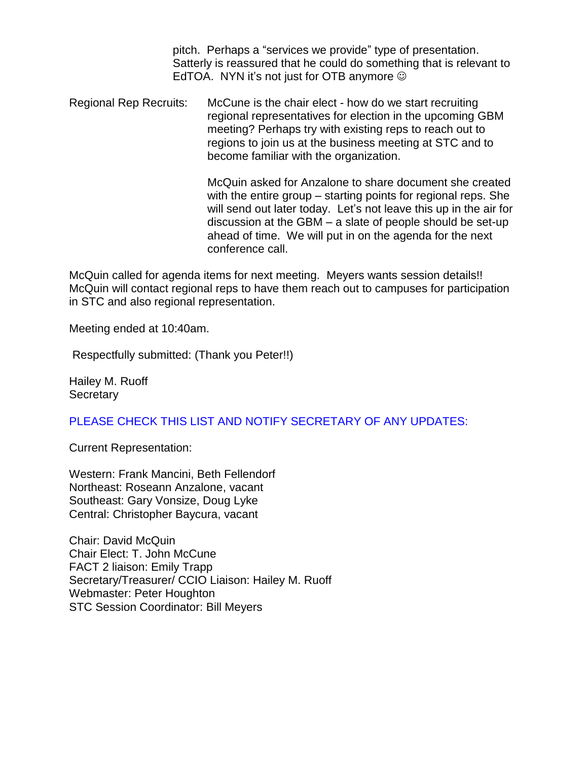pitch. Perhaps a “services we provide” type of presentation. Satterly is reassured that he could do something that is relevant to EdTOA. NYN it’s not just for OTB anymore ☺

Regional Rep Recruits: McCune is the chair elect - how do we start recruiting regional representatives for election in the upcoming GBM meeting? Perhaps try with existing reps to reach out to regions to join us at the business meeting at STC and to become familiar with the organization.

McQuin asked for Anzalone to share document she created with the entire group – starting points for regional reps. She will send out later today. Let’s not leave this up in the air for discussion at the GBM – a slate of people should be set-up ahead of time. We will put in on the agenda for the next conference call.

McQuin called for agenda items for next meeting. Meyers wants session details!! McQuin will contact regional reps to have them reach out to campuses for participation in STC and also regional representation.

Meeting ended at 10:40am.

Respectfully submitted: (Thank you Peter!!)

Hailey M. Ruoff
Secretary

PLEASE CHECK THIS LIST AND NOTIFY SECRETARY OF ANY UPDATES:

Current Representation:

Western: Frank Mancini, Beth Fellendorf
Northeast: Roseann Anzalone, vacant
Southeast: Gary Vonsize, Doug Lyke
Central: Christopher Baycura, vacant

Chair: David McQuin
Chair Elect: T. John McCune
FACT 2 liaison: Emily Trapp
Secretary/Treasurer/ CCIO Liaison: Hailey M. Ruoff
Webmaster: Peter Houghton
STC Session Coordinator: Bill Meyers